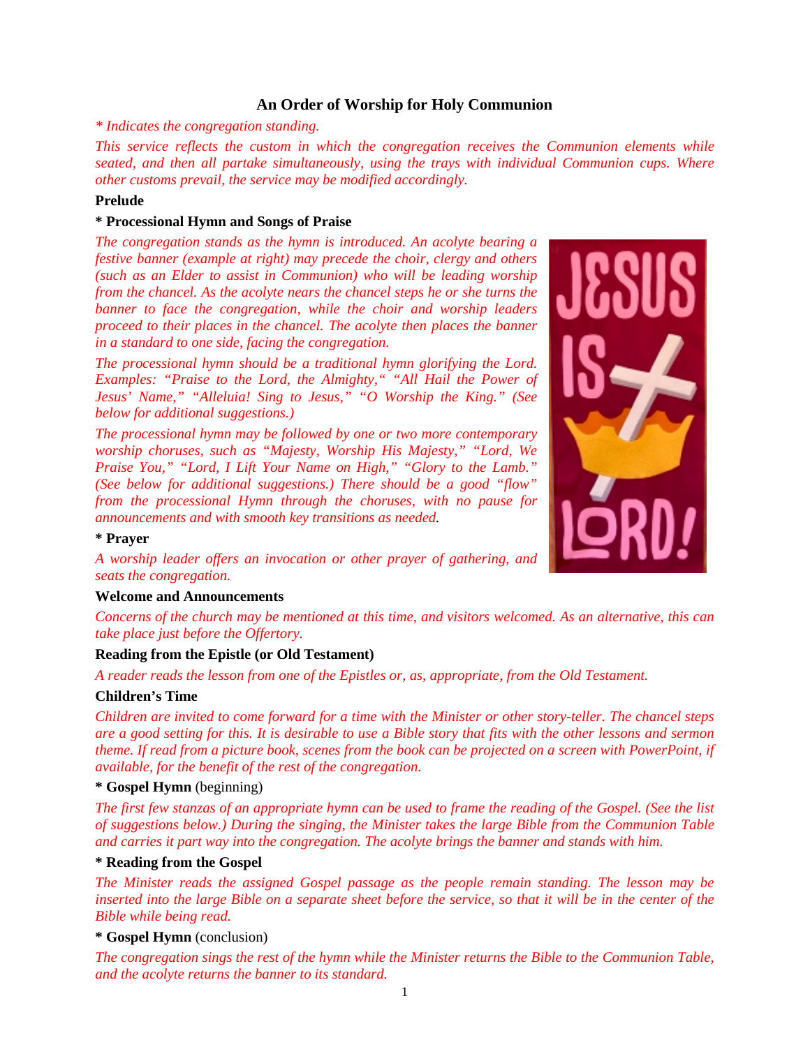# An Order of Worship for Holy Communion

*\* Indicates the congregation standing.*

*This service reflects the custom in which the congregation receives the Communion elements while seated, and then all partake simultaneously, using the trays with individual Communion cups. Where other customs prevail, the service may be modified accordingly.*

**Prelude**

**\* Processional Hymn and Songs of Praise**

*The congregation stands as the hymn is introduced. An acolyte bearing a festive banner (example at right) may precede the choir, clergy and others (such as an Elder to assist in Communion) who will be leading worship from the chancel. As the acolyte nears the chancel steps he or she turns the banner to face the congregation, while the choir and worship leaders proceed to their places in the chancel. The acolyte then places the banner in a standard to one side, facing the congregation.*

*The processional hymn should be a traditional hymn glorifying the Lord. Examples: "Praise to the Lord, the Almighty," "All Hail the Power of Jesus' Name," "Alleluia! Sing to Jesus," "O Worship the King." (See below for additional suggestions.)*

*The processional hymn may be followed by one or two more contemporary worship choruses, such as "Majesty, Worship His Majesty," "Lord, We Praise You," "Lord, I Lift Your Name on High," "Glory to the Lamb." (See below for additional suggestions.) There should be a good "flow" from the processional Hymn through the choruses, with no pause for announcements and with smooth key transitions as needed.*

**\* Prayer**

*A worship leader offers an invocation or other prayer of gathering, and seats the congregation.*

**Welcome and Announcements**

*Concerns of the church may be mentioned at this time, and visitors welcomed. As an alternative, this can take place just before the Offertory.*

**Reading from the Epistle (or Old Testament)**

*A reader reads the lesson from one of the Epistles or, as, appropriate, from the Old Testament.*

**Children's Time**

*Children are invited to come forward for a time with the Minister or other story-teller. The chancel steps are a good setting for this. It is desirable to use a Bible story that fits with the other lessons and sermon theme. If read from a picture book, scenes from the book can be projected on a screen with PowerPoint, if available, for the benefit of the rest of the congregation.*

**\* Gospel Hymn** (beginning)

*The first few stanzas of an appropriate hymn can be used to frame the reading of the Gospel. (See the list of suggestions below.) During the singing, the Minister takes the large Bible from the Communion Table and carries it part way into the congregation. The acolyte brings the banner and stands with him.*

**\* Reading from the Gospel**

*The Minister reads the assigned Gospel passage as the people remain standing. The lesson may be inserted into the large Bible on a separate sheet before the service, so that it will be in the center of the Bible while being read.*

**\* Gospel Hymn** (conclusion)

*The congregation sings the rest of the hymn while the Minister returns the Bible to the Communion Table, and the acolyte returns the banner to its standard.*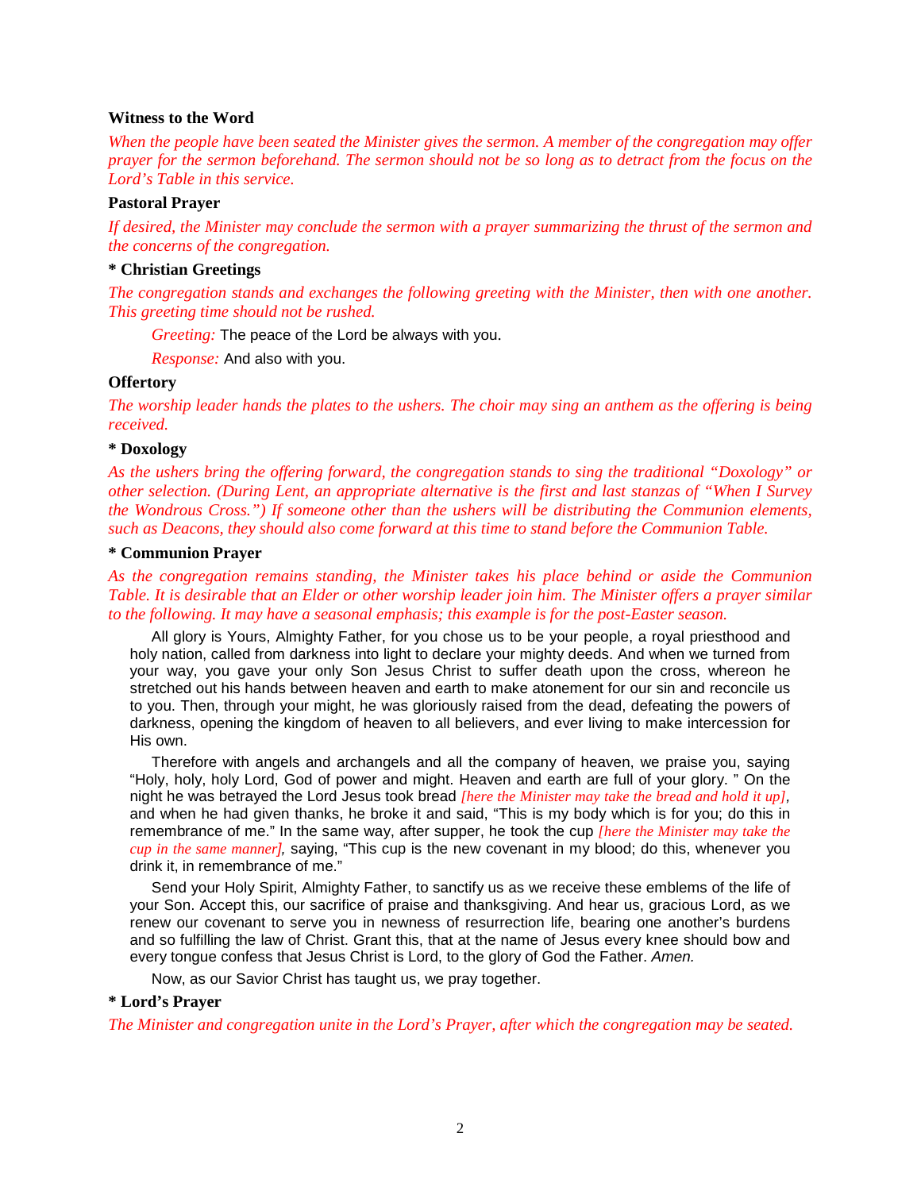**Witness to the Word**

*When the people have been seated the Minister gives the sermon. A member of the congregation may offer prayer for the sermon beforehand. The sermon should not be so long as to detract from the focus on the Lord's Table in this service.*

**Pastoral Prayer**

*If desired, the Minister may conclude the sermon with a prayer summarizing the thrust of the sermon and the concerns of the congregation.*

**\* Christian Greetings**

*The congregation stands and exchanges the following greeting with the Minister, then with one another. This greeting time should not be rushed.*

> *Greeting:* The peace of the Lord be always with you.
>
> *Response:* And also with you.

**Offertory**

*The worship leader hands the plates to the ushers. The choir may sing an anthem as the offering is being received.*

**\* Doxology**

*As the ushers bring the offering forward, the congregation stands to sing the traditional "Doxology" or other selection. (During Lent, an appropriate alternative is the first and last stanzas of "When I Survey the Wondrous Cross.") If someone other than the ushers will be distributing the Communion elements, such as Deacons, they should also come forward at this time to stand before the Communion Table.*

**\* Communion Prayer**

*As the congregation remains standing, the Minister takes his place behind or aside the Communion Table. It is desirable that an Elder or other worship leader join him. The Minister offers a prayer similar to the following. It may have a seasonal emphasis; this example is for the post-Easter season.*

> All glory is Yours, Almighty Father, for you chose us to be your people, a royal priesthood and holy nation, called from darkness into light to declare your mighty deeds. And when we turned from your way, you gave your only Son Jesus Christ to suffer death upon the cross, whereon he stretched out his hands between heaven and earth to make atonement for our sin and reconcile us to you. Then, through your might, he was gloriously raised from the dead, defeating the powers of darkness, opening the kingdom of heaven to all believers, and ever living to make intercession for His own.
>
> Therefore with angels and archangels and all the company of heaven, we praise you, saying "Holy, holy, holy Lord, God of power and might. Heaven and earth are full of your glory. " On the night he was betrayed the Lord Jesus took bread *[here the Minister may take the bread and hold it up],* and when he had given thanks, he broke it and said, "This is my body which is for you; do this in remembrance of me." In the same way, after supper, he took the cup *[here the Minister may take the cup in the same manner],* saying, "This cup is the new covenant in my blood; do this, whenever you drink it, in remembrance of me."
>
> Send your Holy Spirit, Almighty Father, to sanctify us as we receive these emblems of the life of your Son. Accept this, our sacrifice of praise and thanksgiving. And hear us, gracious Lord, as we renew our covenant to serve you in newness of resurrection life, bearing one another's burdens and so fulfilling the law of Christ. Grant this, that at the name of Jesus every knee should bow and every tongue confess that Jesus Christ is Lord, to the glory of God the Father. *Amen.*
>
> Now, as our Savior Christ has taught us, we pray together.

**\* Lord's Prayer**

*The Minister and congregation unite in the Lord's Prayer, after which the congregation may be seated.*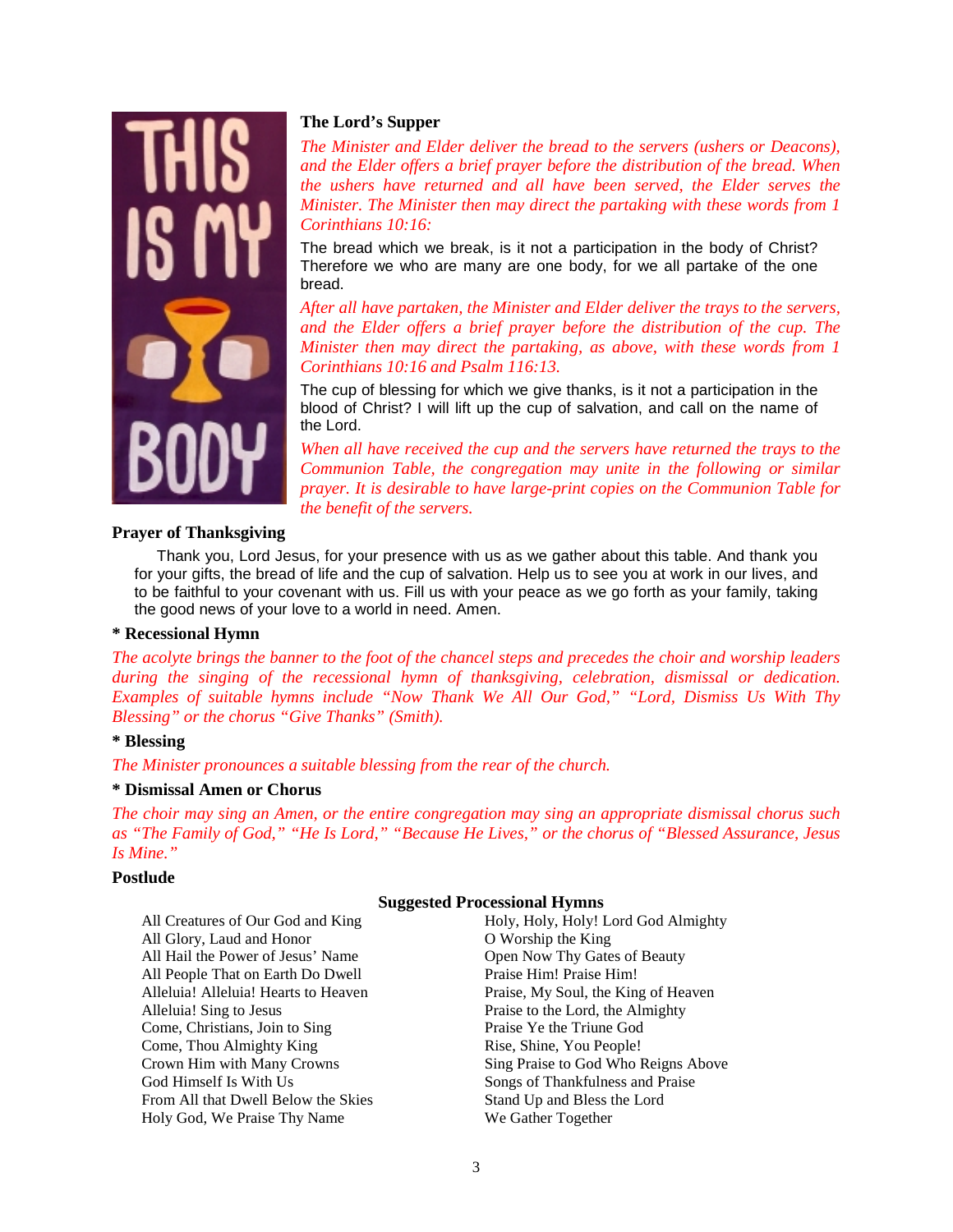**The Lord's Supper**

*The Minister and Elder deliver the bread to the servers (ushers or Deacons), and the Elder offers a brief prayer before the distribution of the bread. When the ushers have returned and all have been served, the Elder serves the Minister. The Minister then may direct the partaking with these words from 1 Corinthians 10:16:*

The bread which we break, is it not a participation in the body of Christ? Therefore we who are many are one body, for we all partake of the one bread.

*After all have partaken, the Minister and Elder deliver the trays to the servers, and the Elder offers a brief prayer before the distribution of the cup. The Minister then may direct the partaking, as above, with these words from 1 Corinthians 10:16 and Psalm 116:13.*

The cup of blessing for which we give thanks, is it not a participation in the blood of Christ? I will lift up the cup of salvation, and call on the name of the Lord.

*When all have received the cup and the servers have returned the trays to the Communion Table, the congregation may unite in the following or similar prayer. It is desirable to have large-print copies on the Communion Table for the benefit of the servers.*

**Prayer of Thanksgiving**

Thank you, Lord Jesus, for your presence with us as we gather about this table. And thank you for your gifts, the bread of life and the cup of salvation. Help us to see you at work in our lives, and to be faithful to your covenant with us. Fill us with your peace as we go forth as your family, taking the good news of your love to a world in need. Amen.

**\* Recessional Hymn**

*The acolyte brings the banner to the foot of the chancel steps and precedes the choir and worship leaders during the singing of the recessional hymn of thanksgiving, celebration, dismissal or dedication. Examples of suitable hymns include "Now Thank We All Our God," "Lord, Dismiss Us With Thy Blessing" or the chorus "Give Thanks" (Smith).*

**\* Blessing**

*The Minister pronounces a suitable blessing from the rear of the church.*

**\* Dismissal Amen or Chorus**

*The choir may sing an Amen, or the entire congregation may sing an appropriate dismissal chorus such as "The Family of God," "He Is Lord," "Because He Lives," or the chorus of "Blessed Assurance, Jesus Is Mine."*

**Postlude**

**Suggested Processional Hymns**

All Creatures of Our God and King
All Glory, Laud and Honor
All Hail the Power of Jesus' Name
All People That on Earth Do Dwell
Alleluia! Alleluia! Hearts to Heaven
Alleluia! Sing to Jesus
Come, Christians, Join to Sing
Come, Thou Almighty King
Crown Him with Many Crowns
God Himself Is With Us
From All that Dwell Below the Skies
Holy God, We Praise Thy Name
Holy, Holy, Holy! Lord God Almighty
O Worship the King
Open Now Thy Gates of Beauty
Praise Him! Praise Him!
Praise, My Soul, the King of Heaven
Praise to the Lord, the Almighty
Praise Ye the Triune God
Rise, Shine, You People!
Sing Praise to God Who Reigns Above
Songs of Thankfulness and Praise
Stand Up and Bless the Lord
We Gather Together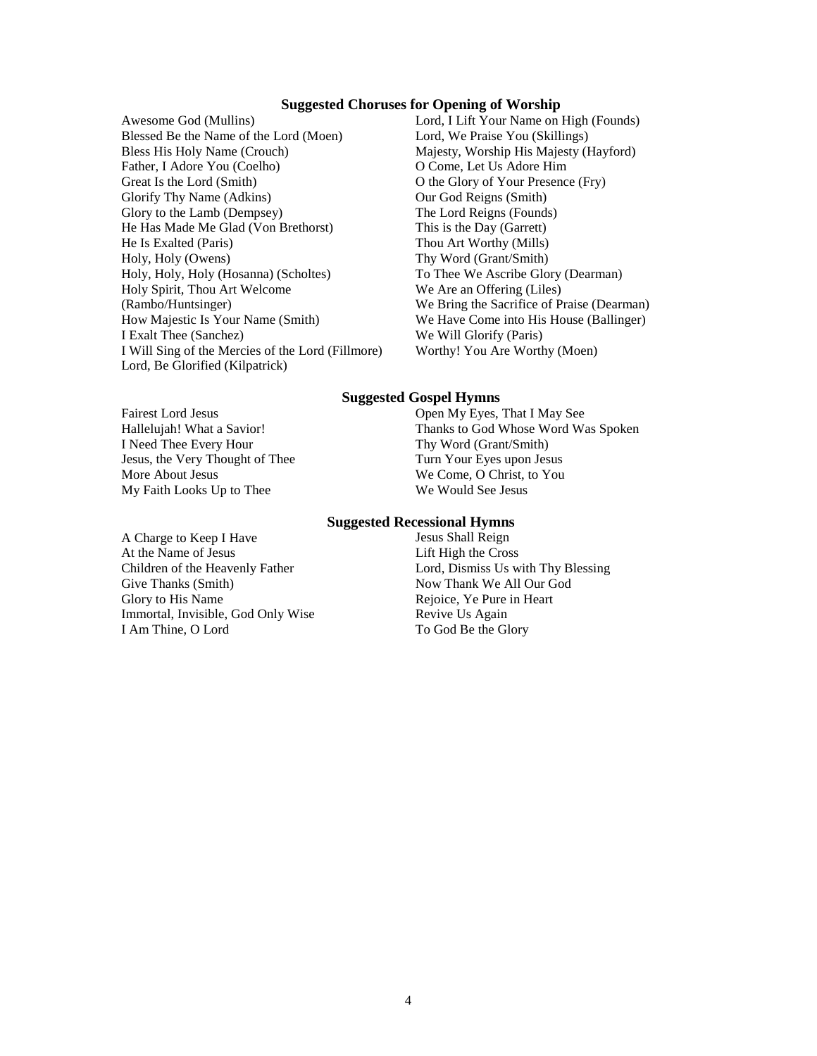**Suggested Choruses for Opening of Worship**

Awesome God (Mullins)
Blessed Be the Name of the Lord (Moen)
Bless His Holy Name (Crouch)
Father, I Adore You (Coelho)
Great Is the Lord (Smith)
Glorify Thy Name (Adkins)
Glory to the Lamb (Dempsey)
He Has Made Me Glad (Von Brethorst)
He Is Exalted (Paris)
Holy, Holy (Owens)
Holy, Holy, Holy (Hosanna) (Scholtes)
Holy Spirit, Thou Art Welcome (Rambo/Huntsinger)
How Majestic Is Your Name (Smith)
I Exalt Thee (Sanchez)
I Will Sing of the Mercies of the Lord (Fillmore)
Lord, Be Glorified (Kilpatrick)
Lord, I Lift Your Name on High (Founds)
Lord, We Praise You (Skillings)
Majesty, Worship His Majesty (Hayford)
O Come, Let Us Adore Him
O the Glory of Your Presence (Fry)
Our God Reigns (Smith)
The Lord Reigns (Founds)
This is the Day (Garrett)
Thou Art Worthy (Mills)
Thy Word (Grant/Smith)
To Thee We Ascribe Glory (Dearman)
We Are an Offering (Liles)
We Bring the Sacrifice of Praise (Dearman)
We Have Come into His House (Ballinger)
We Will Glorify (Paris)
Worthy! You Are Worthy (Moen)

**Suggested Gospel Hymns**

Fairest Lord Jesus
Hallelujah! What a Savior!
I Need Thee Every Hour
Jesus, the Very Thought of Thee
More About Jesus
My Faith Looks Up to Thee
Open My Eyes, That I May See
Thanks to God Whose Word Was Spoken
Thy Word (Grant/Smith)
Turn Your Eyes upon Jesus
We Come, O Christ, to You
We Would See Jesus

**Suggested Recessional Hymns**

A Charge to Keep I Have
At the Name of Jesus
Children of the Heavenly Father
Give Thanks (Smith)
Glory to His Name
Immortal, Invisible, God Only Wise
I Am Thine, O Lord
Jesus Shall Reign
Lift High the Cross
Lord, Dismiss Us with Thy Blessing
Now Thank We All Our God
Rejoice, Ye Pure in Heart
Revive Us Again
To God Be the Glory